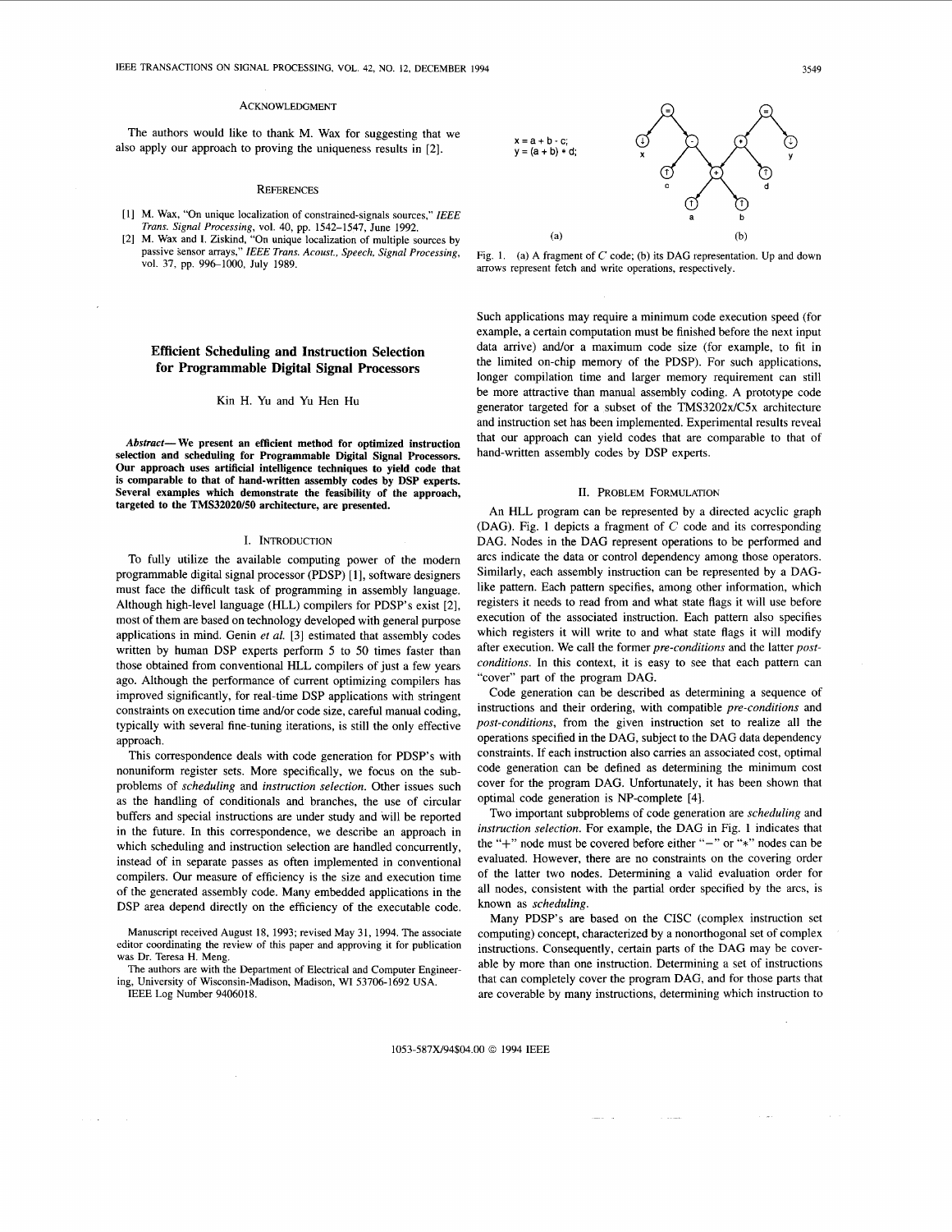## ACKNOWLEDGMENT

The authors would like to thank M. Wax for suggesting that we also apply our approach to proving the uniqueness results in [2].

## REFERENCES

[1] M. Wax, "On unique localization of constrained-signals sources," *IEEE Trans. Signal Processing*, vol. 40, pp. 1542–1547, June 1992.

[2] M. Wax and I. Ziskind, "On unique localization of multiple sources by passive sensor arrays," *IEEE Trans. Acoust., Speech, Signal Processing*, vol. 37, pp. 996–1000, July 1989.

# Efficient Scheduling and Instruction Selection for Programmable Digital Signal Processors

Kin H. Yu and Yu Hen Hu

***Abstract*— We present an efficient method for optimized instruction selection and scheduling for Programmable Digital Signal Processors. Our approach uses artificial intelligence techniques to yield code that is comparable to that of hand-written assembly codes by DSP experts. Several examples which demonstrate the feasibility of the approach, targeted to the TMS32020/50 architecture, are presented.**

## I. INTRODUCTION

To fully utilize the available computing power of the modern programmable digital signal processor (PDSP) [1], software designers must face the difficult task of programming in assembly language. Although high-level language (HLL) compilers for PDSP's exist [2], most of them are based on technology developed with general purpose applications in mind. Genin *et al.* [3] estimated that assembly codes written by human DSP experts perform 5 to 50 times faster than those obtained from conventional HLL compilers of just a few years ago. Although the performance of current optimizing compilers has improved significantly, for real-time DSP applications with stringent constraints on execution time and/or code size, careful manual coding, typically with several fine-tuning iterations, is still the only effective approach.

This correspondence deals with code generation for PDSP's with nonuniform register sets. More specifically, we focus on the subproblems of *scheduling* and *instruction selection*. Other issues such as the handling of conditionals and branches, the use of circular buffers and special instructions are under study and will be reported in the future. In this correspondence, we describe an approach in which scheduling and instruction selection are handled concurrently, instead of in separate passes as often implemented in conventional compilers. Our measure of efficiency is the size and execution time of the generated assembly code. Many embedded applications in the DSP area depend directly on the efficiency of the executable code.

Manuscript received August 18, 1993; revised May 31, 1994. The associate editor coordinating the review of this paper and approving it for publication was Dr. Teresa H. Meng.

The authors are with the Department of Electrical and Computer Engineering, University of Wisconsin-Madison, Madison, WI 53706-1692 USA.

IEEE Log Number 9406018.

```
x = a + b - c;
y = (a + b) * d;
```

Fig. 1. (a) A fragment of *C* code; (b) its DAG representation. Up and down arrows represent fetch and write operations, respectively.

Such applications may require a minimum code execution speed (for example, a certain computation must be finished before the next input data arrive) and/or a maximum code size (for example, to fit in the limited on-chip memory of the PDSP). For such applications, longer compilation time and larger memory requirement can still be more attractive than manual assembly coding. A prototype code generator targeted for a subset of the TMS3202x/C5x architecture and instruction set has been implemented. Experimental results reveal that our approach can yield codes that are comparable to that of hand-written assembly codes by DSP experts.

## II. PROBLEM FORMULATION

An HLL program can be represented by a directed acyclic graph (DAG). Fig. 1 depicts a fragment of *C* code and its corresponding DAG. Nodes in the DAG represent operations to be performed and arcs indicate the data or control dependency among those operators. Similarly, each assembly instruction can be represented by a DAG-like pattern. Each pattern specifies, among other information, which registers it needs to read from and what state flags it will use before execution of the associated instruction. Each pattern also specifies which registers it will write to and what state flags it will modify after execution. We call the former *pre-conditions* and the latter *post-conditions*. In this context, it is easy to see that each pattern can "cover" part of the program DAG.

Code generation can be described as determining a sequence of instructions and their ordering, with compatible *pre-conditions* and *post-conditions*, from the given instruction set to realize all the operations specified in the DAG, subject to the DAG data dependency constraints. If each instruction also carries an associated cost, optimal code generation can be defined as determining the minimum cost cover for the program DAG. Unfortunately, it has been shown that optimal code generation is NP-complete [4].

Two important subproblems of code generation are *scheduling* and *instruction selection*. For example, the DAG in Fig. 1 indicates that the "+" node must be covered before either "−" or "∗" nodes can be evaluated. However, there are no constraints on the covering order of the latter two nodes. Determining a valid evaluation order for all nodes, consistent with the partial order specified by the arcs, is known as *scheduling*.

Many PDSP's are based on the CISC (complex instruction set computing) concept, characterized by a nonorthogonal set of complex instructions. Consequently, certain parts of the DAG may be coverable by more than one instruction. Determining a set of instructions that can completely cover the program DAG, and for those parts that are coverable by many instructions, determining which instruction to

1053-587X/94$04.00 © 1994 IEEE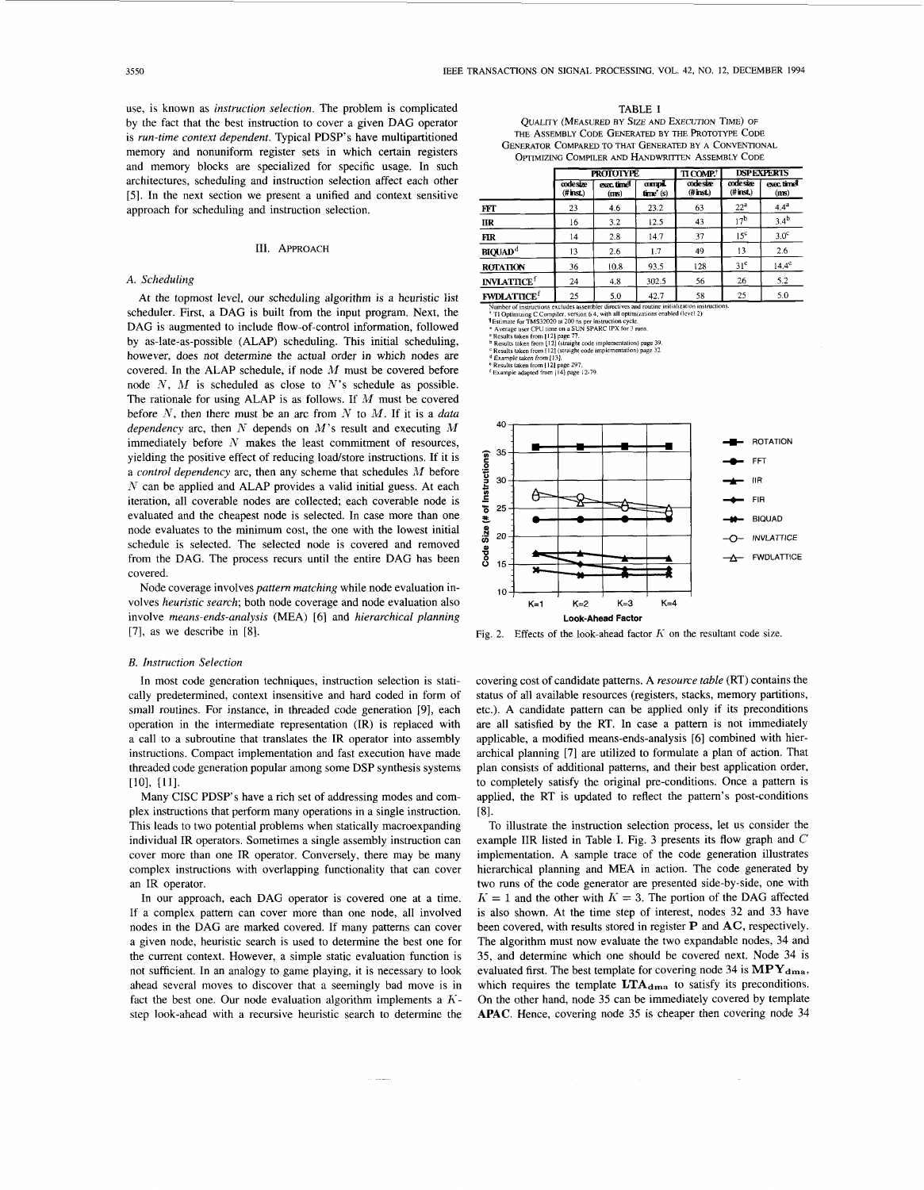use, is known as *instruction selection*. The problem is complicated by the fact that the best instruction to cover a given DAG operator is *run-time context dependent*. Typical PDSP's have multipartitioned memory and nonuniform register sets in which certain registers and memory blocks are specialized for specific usage. In such architectures, scheduling and instruction selection affect each other [5]. In the next section we present a unified and context sensitive approach for scheduling and instruction selection.

## III. Approach

### A. Scheduling

At the topmost level, our scheduling algorithm is a heuristic list scheduler. First, a DAG is built from the input program. Next, the DAG is augmented to include flow-of-control information, followed by as-late-as-possible (ALAP) scheduling. This initial scheduling, however, does not determine the actual order in which nodes are covered. In the ALAP schedule, if node $M$ must be covered before node $N$, $M$ is scheduled as close to $N$'s schedule as possible. The rationale for using ALAP is as follows. If $M$ must be covered before $N$, then there must be an arc from $N$ to $M$. If it is a *data dependency* arc, then $N$ depends on $M$'s result and executing $M$ immediately before $N$ makes the least commitment of resources, yielding the positive effect of reducing load/store instructions. If it is a *control dependency* arc, then any scheme that schedules $M$ before $N$ can be applied and ALAP provides a valid initial guess. At each iteration, all coverable nodes are collected; each coverable node is evaluated and the cheapest node is selected. In case more than one node evaluates to the minimum cost, the one with the lowest initial schedule is selected. The selected node is covered and removed from the DAG. The process recurs until the entire DAG has been covered.

Node coverage involves *pattern matching* while node evaluation involves *heuristic search*; both node coverage and node evaluation also involve *means-ends-analysis* (MEA) [6] and *hierarchical planning* [7], as we describe in [8].

### B. Instruction Selection

In most code generation techniques, instruction selection is statically predetermined, context insensitive and hard coded in form of small routines. For instance, in threaded code generation [9], each operation in the intermediate representation (IR) is replaced with a call to a subroutine that translates the IR operator into assembly instructions. Compact implementation and fast execution have made threaded code generation popular among some DSP synthesis systems [10], [11].

Many CISC PDSP's have a rich set of addressing modes and complex instructions that perform many operations in a single instruction. This leads to two potential problems when statically macroexpanding individual IR operators. Sometimes a single assembly instruction can cover more than one IR operator. Conversely, there may be many complex instructions with overlapping functionality that can cover an IR operator.

In our approach, each DAG operator is covered one at a time. If a complex pattern can cover more than one node, all involved nodes in the DAG are marked covered. If many patterns can cover a given node, heuristic search is used to determine the best one for the current context. However, a simple static evaluation function is not sufficient. In an analogy to game playing, it is necessary to look ahead several moves to discover that a seemingly bad move is in fact the best one. Our node evaluation algorithm implements a $K$-step look-ahead with a recursive heuristic search to determine the covering cost of candidate patterns. A *resource table* (RT) contains the status of all available resources (registers, stacks, memory partitions, etc.). A candidate pattern can be applied only if its preconditions are all satisfied by the RT. In case a pattern is not immediately applicable, a modified means-ends-analysis [6] combined with hierarchical planning [7] are utilized to formulate a plan of action. That plan consists of additional patterns, and their best application order, to completely satisfy the original pre-conditions. Once a pattern is applied, the RT is updated to reflect the pattern's post-conditions [8].

To illustrate the instruction selection process, let us consider the example IIR listed in Table I. Fig. 3 presents its flow graph and C implementation. A sample trace of the code generation illustrates hierarchical planning and MEA in action. The code generated by two runs of the code generator are presented side-by-side, one with $K = 1$ and the other with $K = 3$. The portion of the DAG affected is also shown. At the time step of interest, nodes 32 and 33 have been covered, with results stored in register **P** and **AC**, respectively. The algorithm must now evaluate the two expandable nodes, 34 and 35, and determine which one should be covered next. Node 34 is evaluated first. The best template for covering node 34 is $\mathbf{MPY_{dma}}$, which requires the template $\mathbf{LTA_{dma}}$ to satisfy its preconditions. On the other hand, node 35 can be immediately covered by template **APAC**. Hence, covering node 35 is cheaper then covering node 34

TABLE I
Quality (Measured by Size and Execution Time) of the Assembly Code Generated by the Prototype Code Generator Compared to that Generated by a Conventional Optimizing Compiler and Handwritten Assembly Code

| | PROTOTYPE | | | TI COMP.[†] | DSP EXPERTS | |
|---|---|---|---|---|---|---|
| | code size (# inst.) | exec. time[‡] (ms) | compil. time[*] (s) | code size (# inst.) | code size (# inst.) | exec. time[‡] (ms) |
| FFT | 23 | 4.6 | 23.2 | 63 | 22[a] | 4.4[a] |
| IIR | 16 | 3.2 | 12.5 | 43 | 17[b] | 3.4[b] |
| FIR | 14 | 2.8 | 14.7 | 37 | 15[c] | 3.0[c] |
| BIQUAD[d] | 13 | 2.6 | 1.7 | 49 | 13 | 2.6 |
| ROTATION | 36 | 10.8 | 93.5 | 128 | 31[e] | 14.4[e] |
| INVLATTICE[f] | 24 | 4.8 | 302.5 | 56 | 26 | 5.2 |
| FWDLATTICE[f] | 25 | 5.0 | 42.7 | 58 | 25 | 5.0 |

Number of instructions excludes assembler directives and routine initialization instructions.
[†] TI Optimizing C Compiler, version 6.4, with all optimizations enabled (level 2)
[‡] Estimate for TMS32020 at 200 ns per instruction cycle.
[*] Average user CPU time on a SUN SPARC IPX for 3 runs.
[a] Results taken from [12] page 77.
[b] Results taken from [12] (straight code implementation) page 39.
[c] Results taken from [12] (straight code implementation) page 32.
[d] Example taken from [13].
[e] Results taken from [12] page 297.
[f] Example adapted from [14] page 12-79.

Code Size (# of Instructions)
40
35
30
25
20
15
10
K=1 K=2 K=3 K=4
Look-Ahead Factor
ROTATION
FFT
IIR
FIR
BIQUAD
INVLATTICE
FWDLATTICE

Fig. 2. Effects of the look-ahead factor $K$ on the resultant code size.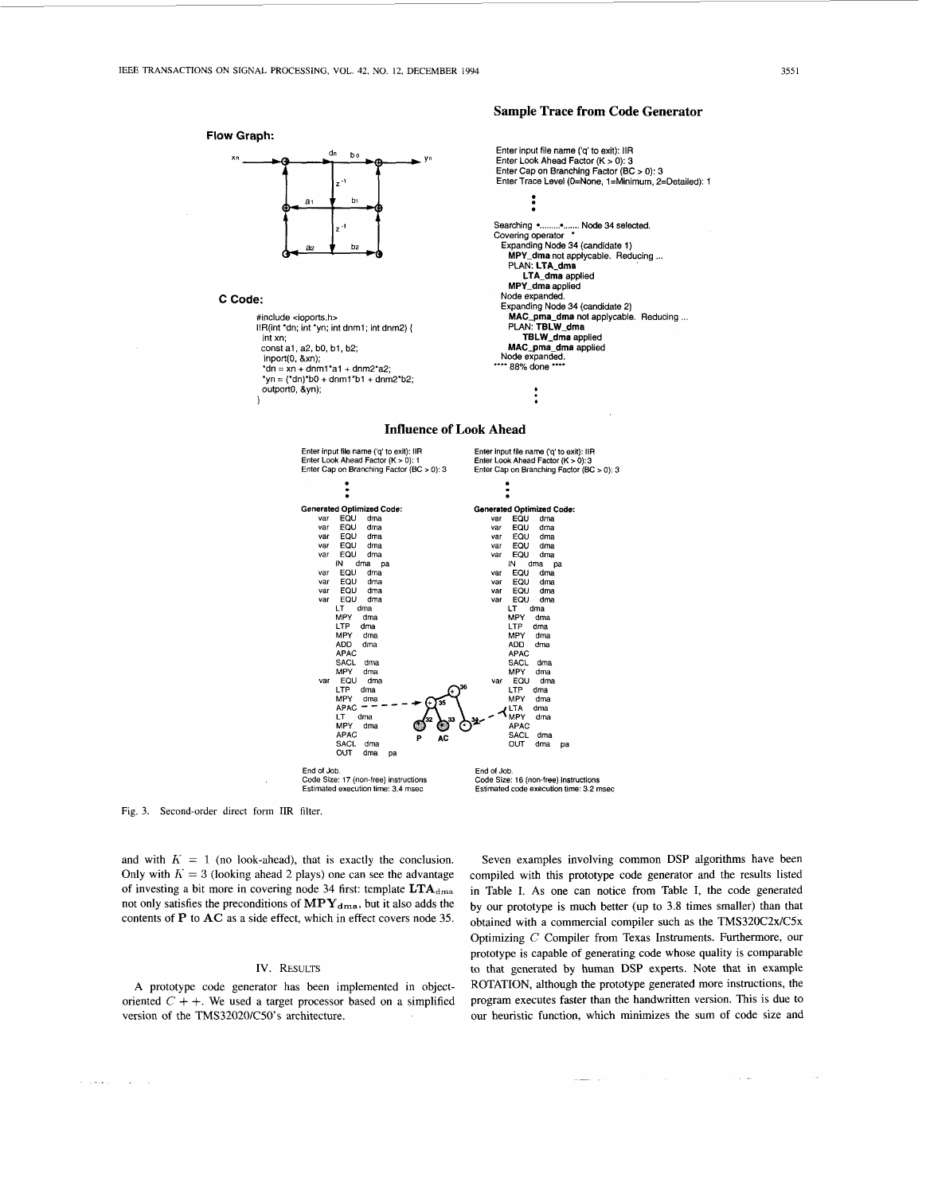**Flow Graph:**

**C Code:**

```
#include <ioports.h>
IIR(int *dn; int *yn; int dnm1; int dnm2) {
  int xn;
  const a1, a2, b0, b1, b2;
  inport(0, &xn);
  *dn = xn + dnm1*a1 + dnm2*a2;
  *yn = (*dn)*b0 + dnm1*b1 + dnm2*b2;
  outport0, &yn);
}
```

**Sample Trace from Code Generator**

```
Enter input file name ('q' to exit): IIR
Enter Look Ahead Factor (K > 0): 3
Enter Cap on Branching Factor (BC > 0): 3
Enter Trace Level (0=None, 1=Minimum, 2=Detailed): 1
        :
Searching •........•....... Node 34 selected.
Covering operator *
  Expanding Node 34 (candidate 1)
    MPY_dma not applycable. Reducing ...
    PLAN: LTA_dma
        LTA_dma applied
    MPY_dma applied
  Node expanded.
  Expanding Node 34 (candidate 2)
    MAC_pma_dma not applycable. Reducing ...
    PLAN: TBLW_dma
        TBLW_dma applied
    MAC_pma_dma applied
  Node expanded.
**** 88% done ****
        :
```

**Influence of Look Ahead**

```
Enter input file name ('q' to exit): IIR
Enter Look Ahead Factor (K > 0): 1
Enter Cap on Branching Factor (BC > 0): 3
        :
Generated Optimized Code:
  var  EQU  dma
  var  EQU  dma
  var  EQU  dma
  var  EQU  dma
  var  EQU  dma
       IN   dma  pa
  var  EQU  dma
  var  EQU  dma
  var  EQU  dma
  var  EQU  dma
       LT   dma
       MPY  dma
       LTP  dma
       MPY  dma
       ADD  dma
       APAC
       SACL dma
       MPY  dma
  var  EQU  dma
       LTP  dma
       MPY  dma
       APAC
       LT   dma
       MPY  dma
       APAC
       SACL dma
       OUT  dma  pa

End of Job.
Code Size: 17 (non-free) instructions
Estimated execution time: 3.4 msec
```

```
Enter input file name ('q' to exit): IIR
Enter Look Ahead Factor (K > 0): 3
Enter Cap on Branching Factor (BC > 0): 3
        :
Generated Optimized Code:
  var  EQU  dma
  var  EQU  dma
  var  EQU  dma
  var  EQU  dma
  var  EQU  dma
       IN   dma  pa
  var  EQU  dma
  var  EQU  dma
  var  EQU  dma
  var  EQU  dma
       LT   dma
       MPY  dma
       LTP  dma
       MPY  dma
       ADD  dma
       APAC
       SACL dma
       MPY  dma
  var  EQU  dma
       LTP  dma
       MPY  dma
       LTA  dma
       MPY  dma
       APAC
       SACL dma
       OUT  dma  pa

End of Job.
Code Size: 16 (non-free) instructions
Estimated code execution time: 3.2 msec
```

Fig. 3. Second-order direct form IIR filter.

and with $K = 1$ (no look-ahead), that is exactly the conclusion. Only with $K = 3$ (looking ahead 2 plays) one can see the advantage of investing a bit more in covering node 34 first: template $\mathbf{LTA}_{\text{dma}}$ not only satisfies the preconditions of $\mathbf{MPY}_{\mathbf{dma}}$, but it also adds the contents of **P** to **AC** as a side effect, which in effect covers node 35.

## IV. Results

A prototype code generator has been implemented in object-oriented $C++$. We used a target processor based on a simplified version of the TMS32020/C50's architecture.

Seven examples involving common DSP algorithms have been compiled with this prototype code generator and the results listed in Table I. As one can notice from Table I, the code generated by our prototype is much better (up to 3.8 times smaller) than that obtained with a commercial compiler such as the TMS320C2x/C5x Optimizing *C* Compiler from Texas Instruments. Furthermore, our prototype is capable of generating code whose quality is comparable to that generated by human DSP experts. Note that in example ROTATION, although the prototype generated more instructions, the program executes faster than the handwritten version. This is due to our heuristic function, which minimizes the sum of code size and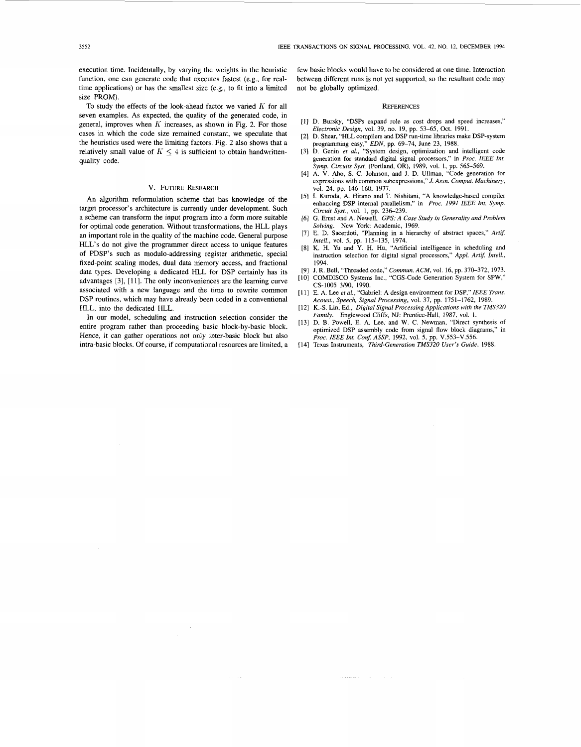execution time. Incidentally, by varying the weights in the heuristic function, one can generate code that executes fastest (e.g., for real-time applications) or has the smallest size (e.g., to fit into a limited size PROM).

To study the effects of the look-ahead factor we varied $K$ for all seven examples. As expected, the quality of the generated code, in general, improves when $K$ increases, as shown in Fig. 2. For those cases in which the code size remained constant, we speculate that the heuristics used were the limiting factors. Fig. 2 also shows that a relatively small value of $K \leq 4$ is sufficient to obtain handwritten-quality code.

## V. Future Research

An algorithm reformulation scheme that has knowledge of the target processor's architecture is currently under development. Such a scheme can transform the input program into a form more suitable for optimal code generation. Without transformations, the HLL plays an important role in the quality of the machine code. General purpose HLL's do not give the programmer direct access to unique features of PDSP's such as modulo-addressing register arithmetic, special fixed-point scaling modes, dual data memory access, and fractional data types. Developing a dedicated HLL for DSP certainly has its advantages [3], [11]. The only inconveniences are the learning curve associated with a new language and the time to rewrite common DSP routines, which may have already been coded in a conventional HLL, into the dedicated HLL.

In our model, scheduling and instruction selection consider the entire program rather than proceeding basic block-by-basic block. Hence, it can gather operations not only inter-basic block but also intra-basic blocks. Of course, if computational resources are limited, a few basic blocks would have to be considered at one time. Interaction between different runs is not yet supported, so the resultant code may not be globally optimized.

## References

[1] D. Bursky, "DSPs expand role as cost drops and speed increases," *Electronic Design*, vol. 39, no. 19, pp. 53–65, Oct. 1991.

[2] D. Shear, "HLL compilers and DSP run-time libraries make DSP-system programming easy," *EDN*, pp. 69–74, June 23, 1988.

[3] D. Genin *et al.*, "System design, optimization and intelligent code generation for standard digital signal processors," in *Proc. IEEE Int. Symp. Circuits Syst.* (Portland, OR), 1989, vol. 1, pp. 565–569.

[4] A. V. Aho, S. C. Johnson, and J. D. Ullman, "Code generation for expressions with common subexpressions," *J. Assn. Comput. Machinery*, vol. 24, pp. 146–160, 1977.

[5] I. Kuroda, A. Hirano and T. Nishitani, "A knowledge-based compiler enhancing DSP internal parallelism," in *Proc. 1991 IEEE Int. Symp. Circuit Syst.*, vol. 1, pp. 236–239.

[6] G. Ernst and A. Newell, *GPS: A Case Study in Generality and Problem Solving*. New York: Academic, 1969.

[7] E. D. Sacerdoti, "Planning in a hierarchy of abstract spaces," *Artif. Intell.*, vol. 5, pp. 115–135, 1974.

[8] K. H. Yu and Y. H. Hu, "Artificial intelligence in scheduling and instruction selection for digital signal processors," *Appl. Artif. Intell.*, 1994.

[9] J. R. Bell, "Threaded code," *Commun. ACM*, vol. 16, pp. 370–372, 1973.

[10] COMDISCO Systems Inc., "CGS-Code Generation System for SPW," CS-1005 3/90, 1990.

[11] E. A. Lee *et al.*, "Gabriel: A design environment for DSP," *IEEE Trans. Acoust., Speech, Signal Processing*, vol. 37, pp. 1751–1762, 1989.

[12] K.-S. Lin, Ed., *Digital Signal Processing Applications with the TMS320 Family*. Englewood Cliffs, NJ: Prentice-Hall, 1987, vol. 1.

[13] D. B. Powell, E. A. Lee, and W. C. Newman, "Direct synthesis of optimized DSP assembly code from signal flow block diagrams," in *Proc. IEEE Int. Conf. ASSP*, 1992, vol. 5, pp. V.553–V.556.

[14] Texas Instruments, *Third-Generation TMS320 User's Guide*, 1988.